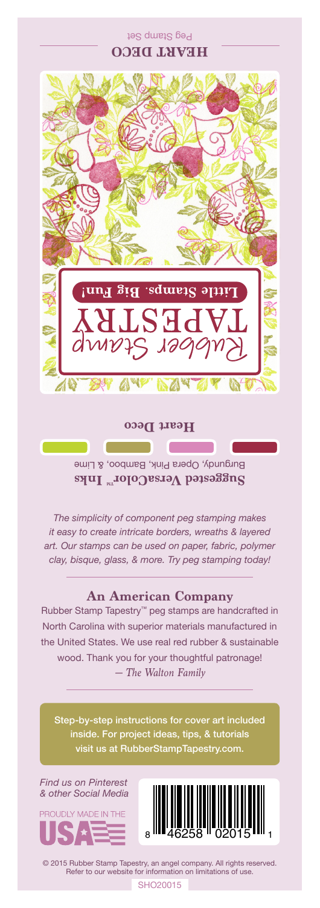# HEART DECO

Peg Stamp Set

Rubber Stamp TAPESTRY

Little Stamps. Big Fun!

**Heart Deco**

**Suggested VersaColor™ Inks**

Burgundy, Opera Pink, Bamboo, & Lime

*The simplicity of component peg stamping makes it easy to create intricate borders, wreaths & layered art. Our stamps can be used on paper, fabric, polymer clay, bisque, glass, & more. Try peg stamping today!*

## An American Company

Rubber Stamp Tapestry™ peg stamps are handcrafted in North Carolina with superior materials manufactured in the United States. We use real red rubber & sustainable wood. Thank you for your thoughtful patronage!
*— The Walton Family*

Step-by-step instructions for cover art included inside. For project ideas, tips, & tutorials visit us at RubberStampTapestry.com.

*Find us on Pinterest & other Social Media*

PROUDLY MADE IN THE USA

8 46258 02015 1

© 2015 Rubber Stamp Tapestry, an angel company. All rights reserved. Refer to our website for information on limitations of use.

SHO20015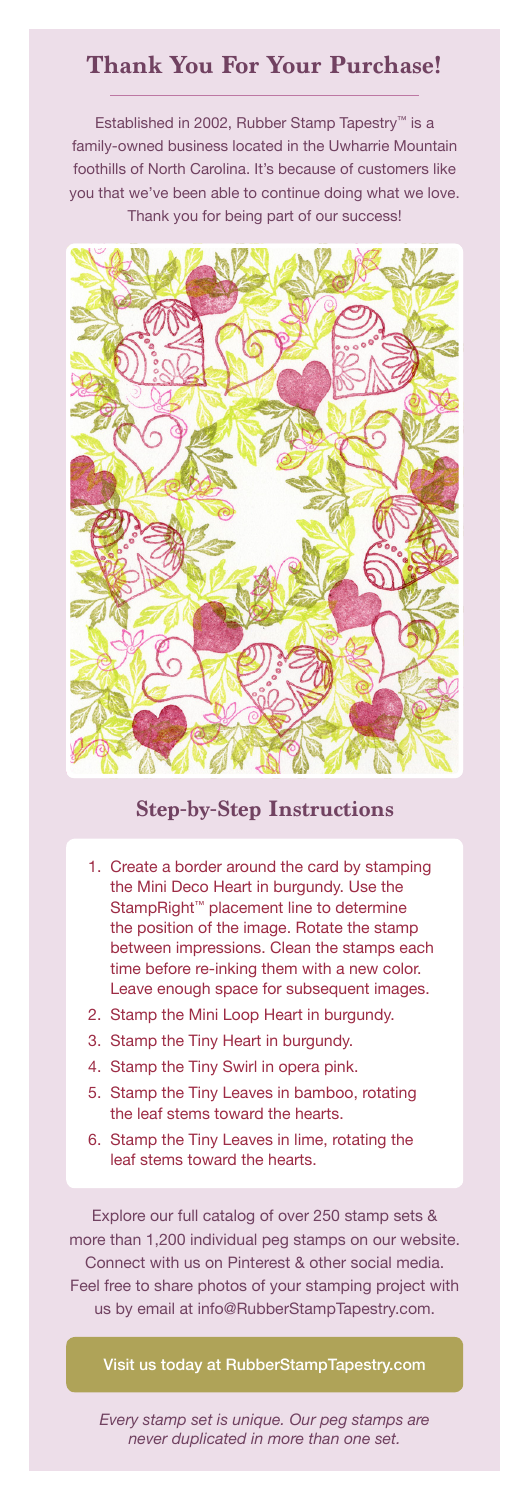## Thank You For Your Purchase!

Established in 2002, Rubber Stamp Tapestry™ is a family-owned business located in the Uwharrie Mountain foothills of North Carolina. It's because of customers like you that we've been able to continue doing what we love. Thank you for being part of our success!

### Step-by-Step Instructions

1. Create a border around the card by stamping the Mini Deco Heart in burgundy. Use the StampRight™ placement line to determine the position of the image. Rotate the stamp between impressions. Clean the stamps each time before re-inking them with a new color. Leave enough space for subsequent images.
2. Stamp the Mini Loop Heart in burgundy.
3. Stamp the Tiny Heart in burgundy.
4. Stamp the Tiny Swirl in opera pink.
5. Stamp the Tiny Leaves in bamboo, rotating the leaf stems toward the hearts.
6. Stamp the Tiny Leaves in lime, rotating the leaf stems toward the hearts.

Explore our full catalog of over 250 stamp sets & more than 1,200 individual peg stamps on our website. Connect with us on Pinterest & other social media. Feel free to share photos of your stamping project with us by email at info@RubberStampTapestry.com.

**Visit us today at RubberStampTapestry.com**

*Every stamp set is unique. Our peg stamps are never duplicated in more than one set.*